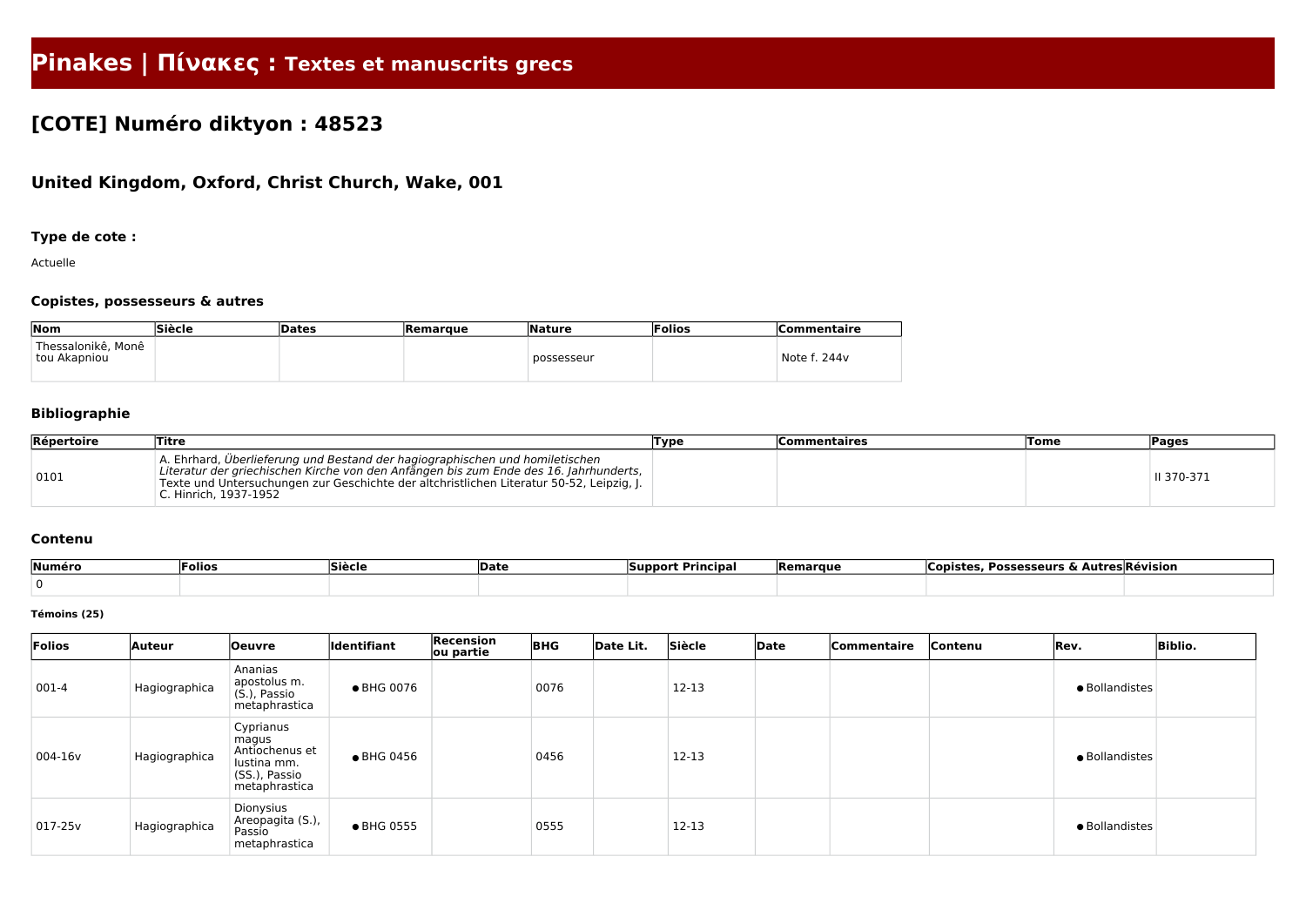# Pinakes | Πίνακες : Textes et manuscrits grecs

## [COTE] Numéro diktyon : 48523

### United Kingdom, Oxford, Christ Church, Wake, 001

#### Type de cote :

Actuelle

#### Copistes, possesseurs & autres

| Nom | Siècle | Dates | Remarque | Nature | Folios | Commentaire |
|---|---|---|---|---|---|---|
| Thessalonikê, Monê tou Akapniou | | | | possesseur | | Note f. 244v |

#### Bibliographie

| Répertoire | Titre | Type | Commentaires | Tome | Pages |
|---|---|---|---|---|---|
| 0101 | A. Ehrhard, *Überlieferung und Bestand der hagiographischen und homiletischen Literatur der griechischen Kirche von den Anfängen bis zum Ende des 16. Jahrhunderts*, Texte und Untersuchungen zur Geschichte der altchristlichen Literatur 50-52, Leipzig, J. C. Hinrich, 1937-1952 | | | | II 370-371 |

#### Contenu

| Numéro | Folios | Siècle | Date | Support Principal | Remarque | Copistes, Possesseurs & Autres | Révision |
|---|---|---|---|---|---|---|---|
| 0 | | | | | | | |

**Témoins (25)**

| Folios | Auteur | Oeuvre | Identifiant | Recension ou partie | BHG | Date Lit. | Siècle | Date | Commentaire | Contenu | Rev. | Biblio. |
|---|---|---|---|---|---|---|---|---|---|---|---|---|
| 001-4 | Hagiographica | Ananias apostolus m. (S.), Passio metaphrastica | ● BHG 0076 | | 0076 | | 12-13 | | | | ● Bollandistes | |
| 004-16v | Hagiographica | Cyprianus magus Antiochenus et Iustina mm. (SS.), Passio metaphrastica | ● BHG 0456 | | 0456 | | 12-13 | | | | ● Bollandistes | |
| 017-25v | Hagiographica | Dionysius Areopagita (S.), Passio metaphrastica | ● BHG 0555 | | 0555 | | 12-13 | | | | ● Bollandistes | |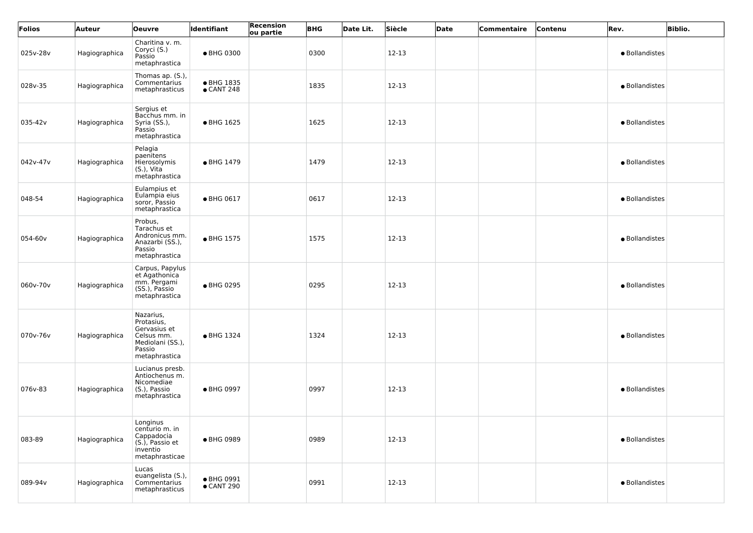| Folios | Auteur | Oeuvre | Identifiant | Recension ou partie | BHG | Date Lit. | Siècle | Date | Commentaire | Contenu | Rev. | Biblio. |
|---|---|---|---|---|---|---|---|---|---|---|---|---|
| 025v-28v | Hagiographica | Charitina v. m. Coryci (S.) Passio metaphrastica | • BHG 0300 | | 0300 | | 12-13 | | | | • Bollandistes | |
| 028v-35 | Hagiographica | Thomas ap. (S.), Commentarius metaphrasticus | • BHG 1835<br>• CANT 248 | | 1835 | | 12-13 | | | | • Bollandistes | |
| 035-42v | Hagiographica | Sergius et Bacchus mm. in Syria (SS.), Passio metaphrastica | • BHG 1625 | | 1625 | | 12-13 | | | | • Bollandistes | |
| 042v-47v | Hagiographica | Pelagia paenitens Hierosolymis (S.), Vita metaphrastica | • BHG 1479 | | 1479 | | 12-13 | | | | • Bollandistes | |
| 048-54 | Hagiographica | Eulampius et Eulampia eius soror, Passio metaphrastica | • BHG 0617 | | 0617 | | 12-13 | | | | • Bollandistes | |
| 054-60v | Hagiographica | Probus, Tarachus et Andronicus mm. Anazarbi (SS.), Passio metaphrastica | • BHG 1575 | | 1575 | | 12-13 | | | | • Bollandistes | |
| 060v-70v | Hagiographica | Carpus, Papylus et Agathonica mm. Pergami (SS.), Passio metaphrastica | • BHG 0295 | | 0295 | | 12-13 | | | | • Bollandistes | |
| 070v-76v | Hagiographica | Nazarius, Protasius, Gervasius et Celsus mm. Mediolani (SS.), Passio metaphrastica | • BHG 1324 | | 1324 | | 12-13 | | | | • Bollandistes | |
| 076v-83 | Hagiographica | Lucianus presb. Antiochenus m. Nicomediae (S.), Passio metaphrastica | • BHG 0997 | | 0997 | | 12-13 | | | | • Bollandistes | |
| 083-89 | Hagiographica | Longinus centurio m. in Cappadocia (S.), Passio et inventio metaphrasticae | • BHG 0989 | | 0989 | | 12-13 | | | | • Bollandistes | |
| 089-94v | Hagiographica | Lucas euangelista (S.), Commentarius metaphrasticus | • BHG 0991<br>• CANT 290 | | 0991 | | 12-13 | | | | • Bollandistes | |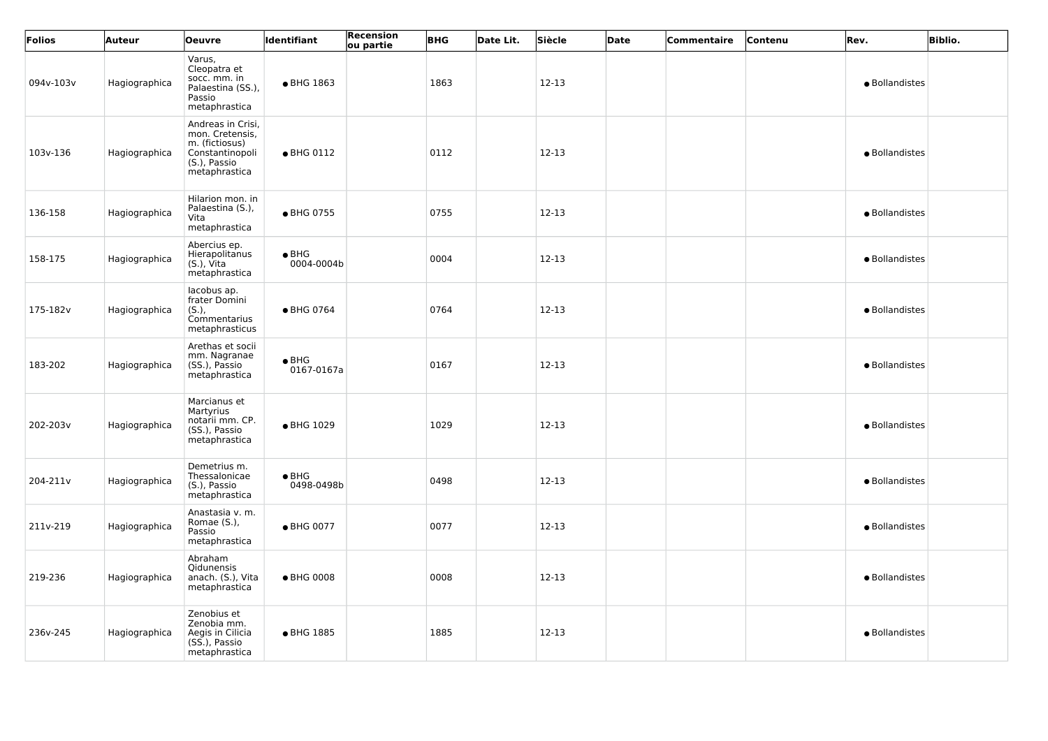| Folios | Auteur | Oeuvre | Identifiant | Recension ou partie | BHG | Date Lit. | Siècle | Date | Commentaire | Contenu | Rev. | Biblio. |
|---|---|---|---|---|---|---|---|---|---|---|---|---|
| 094v-103v | Hagiographica | Varus, Cleopatra et socc. mm. in Palaestina (SS.), Passio metaphrastica | • BHG 1863 | | 1863 | | 12-13 | | | | • Bollandistes | |
| 103v-136 | Hagiographica | Andreas in Crisi, mon. Cretensis, m. (fictiosus) Constantinopoli (S.), Passio metaphrastica | • BHG 0112 | | 0112 | | 12-13 | | | | • Bollandistes | |
| 136-158 | Hagiographica | Hilarion mon. in Palaestina (S.), Vita metaphrastica | • BHG 0755 | | 0755 | | 12-13 | | | | • Bollandistes | |
| 158-175 | Hagiographica | Abercius ep. Hierapolitanus (S.), Vita metaphrastica | • BHG 0004-0004b | | 0004 | | 12-13 | | | | • Bollandistes | |
| 175-182v | Hagiographica | Iacobus ap. frater Domini (S.), Commentarius metaphrasticus | • BHG 0764 | | 0764 | | 12-13 | | | | • Bollandistes | |
| 183-202 | Hagiographica | Arethas et socii mm. Nagranae (SS.), Passio metaphrastica | • BHG 0167-0167a | | 0167 | | 12-13 | | | | • Bollandistes | |
| 202-203v | Hagiographica | Marcianus et Martyrius notarii mm. CP. (SS.), Passio metaphrastica | • BHG 1029 | | 1029 | | 12-13 | | | | • Bollandistes | |
| 204-211v | Hagiographica | Demetrius m. Thessalonicae (S.), Passio metaphrastica | • BHG 0498-0498b | | 0498 | | 12-13 | | | | • Bollandistes | |
| 211v-219 | Hagiographica | Anastasia v. m. Romae (S.), Passio metaphrastica | • BHG 0077 | | 0077 | | 12-13 | | | | • Bollandistes | |
| 219-236 | Hagiographica | Abraham Qidunensis anach. (S.), Vita metaphrastica | • BHG 0008 | | 0008 | | 12-13 | | | | • Bollandistes | |
| 236v-245 | Hagiographica | Zenobius et Zenobia mm. Aegis in Cilicia (SS.), Passio metaphrastica | • BHG 1885 | | 1885 | | 12-13 | | | | • Bollandistes | |